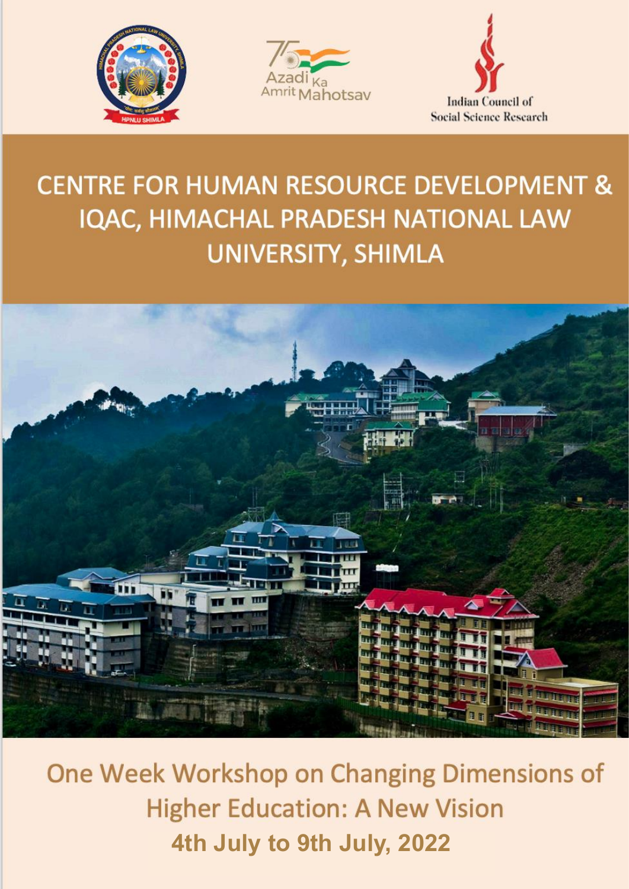Azadi Ka Amrit Mahotsav

Indian Council of Social Science Research

# CENTRE FOR HUMAN RESOURCE DEVELOPMENT & IQAC, HIMACHAL PRADESH NATIONAL LAW UNIVERSITY, SHIMLA

## One Week Workshop on Changing Dimensions of Higher Education: A New Vision

**4th July to 9th July, 2022**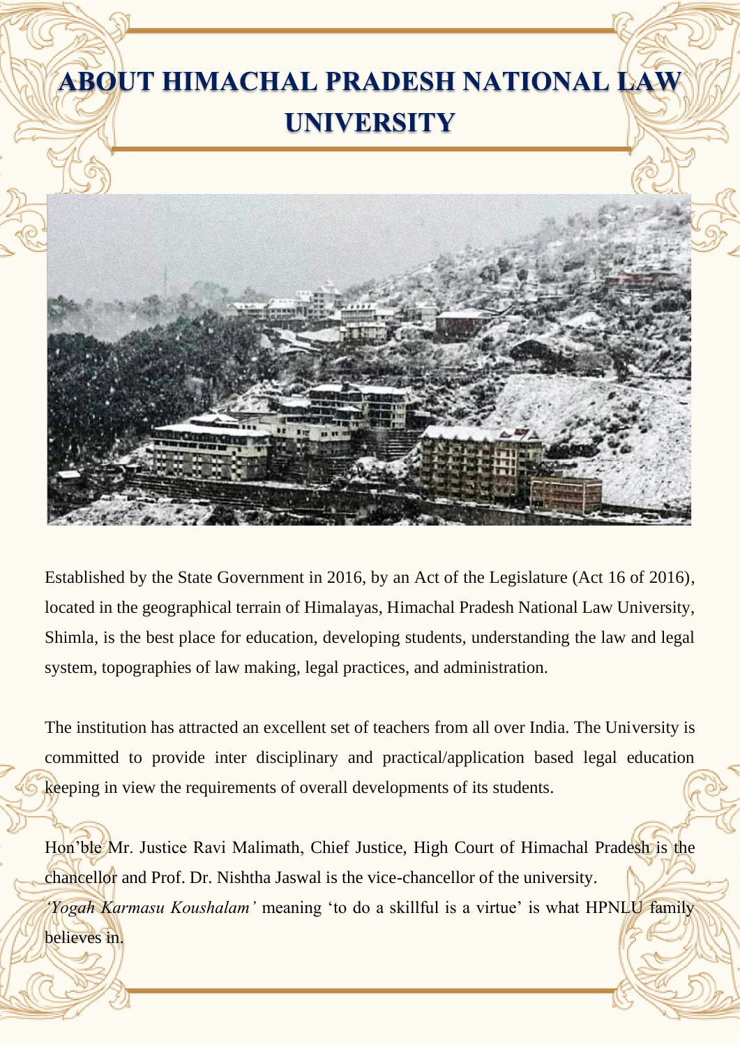# ABOUT HIMACHAL PRADESH NATIONAL LAW UNIVERSITY

Established by the State Government in 2016, by an Act of the Legislature (Act 16 of 2016), located in the geographical terrain of Himalayas, Himachal Pradesh National Law University, Shimla, is the best place for education, developing students, understanding the law and legal system, topographies of law making, legal practices, and administration.

The institution has attracted an excellent set of teachers from all over India. The University is committed to provide inter disciplinary and practical/application based legal education keeping in view the requirements of overall developments of its students.

Hon'ble Mr. Justice Ravi Malimath, Chief Justice, High Court of Himachal Pradesh is the chancellor and Prof. Dr. Nishtha Jaswal is the vice-chancellor of the university.
*'Yogah Karmasu Koushalam'* meaning 'to do a skillful is a virtue' is what HPNLU family believes in.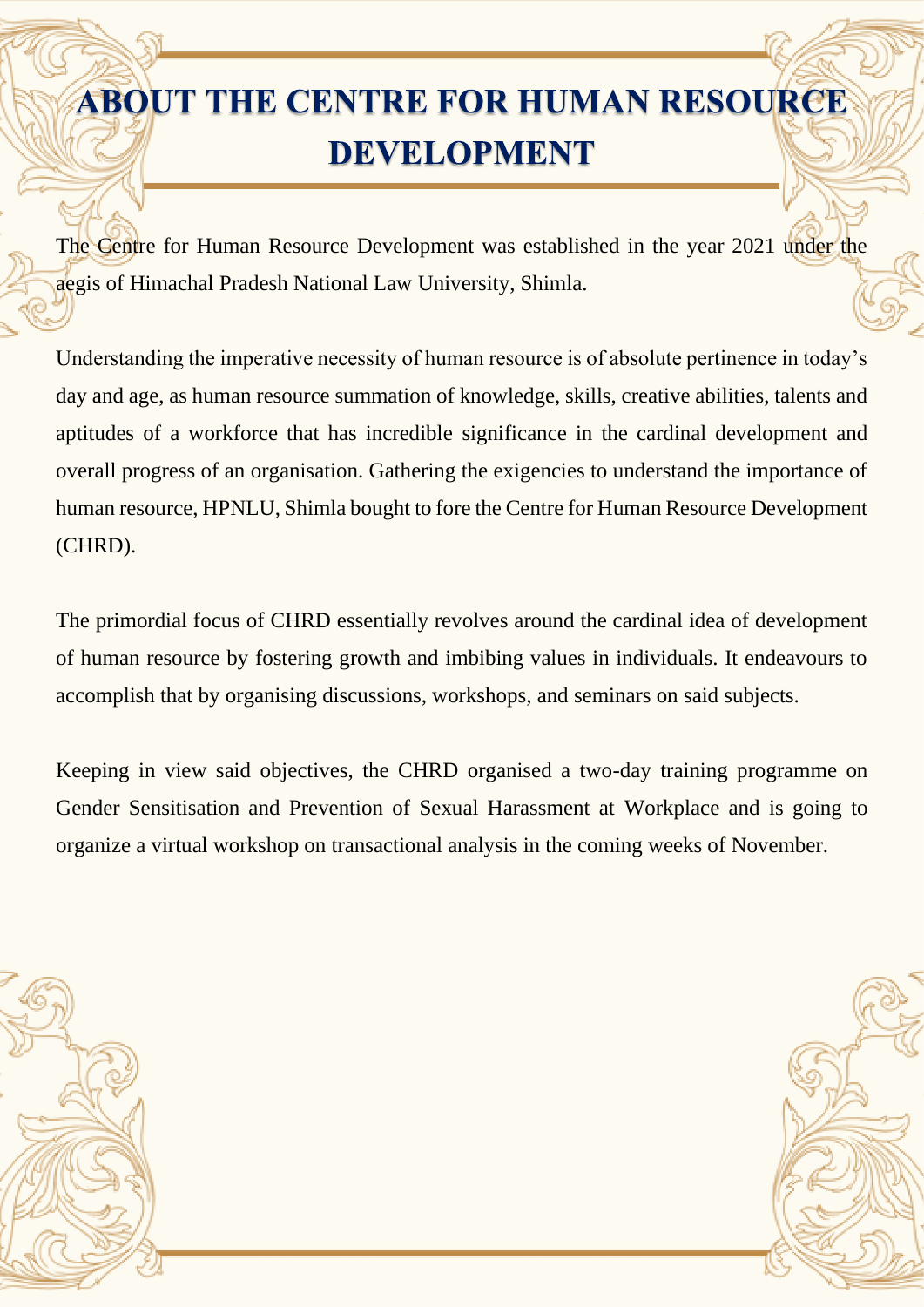# ABOUT THE CENTRE FOR HUMAN RESOURCE DEVELOPMENT

The Centre for Human Resource Development was established in the year 2021 under the aegis of Himachal Pradesh National Law University, Shimla.

Understanding the imperative necessity of human resource is of absolute pertinence in today's day and age, as human resource summation of knowledge, skills, creative abilities, talents and aptitudes of a workforce that has incredible significance in the cardinal development and overall progress of an organisation. Gathering the exigencies to understand the importance of human resource, HPNLU, Shimla bought to fore the Centre for Human Resource Development (CHRD).

The primordial focus of CHRD essentially revolves around the cardinal idea of development of human resource by fostering growth and imbibing values in individuals. It endeavours to accomplish that by organising discussions, workshops, and seminars on said subjects.

Keeping in view said objectives, the CHRD organised a two-day training programme on Gender Sensitisation and Prevention of Sexual Harassment at Workplace and is going to organize a virtual workshop on transactional analysis in the coming weeks of November.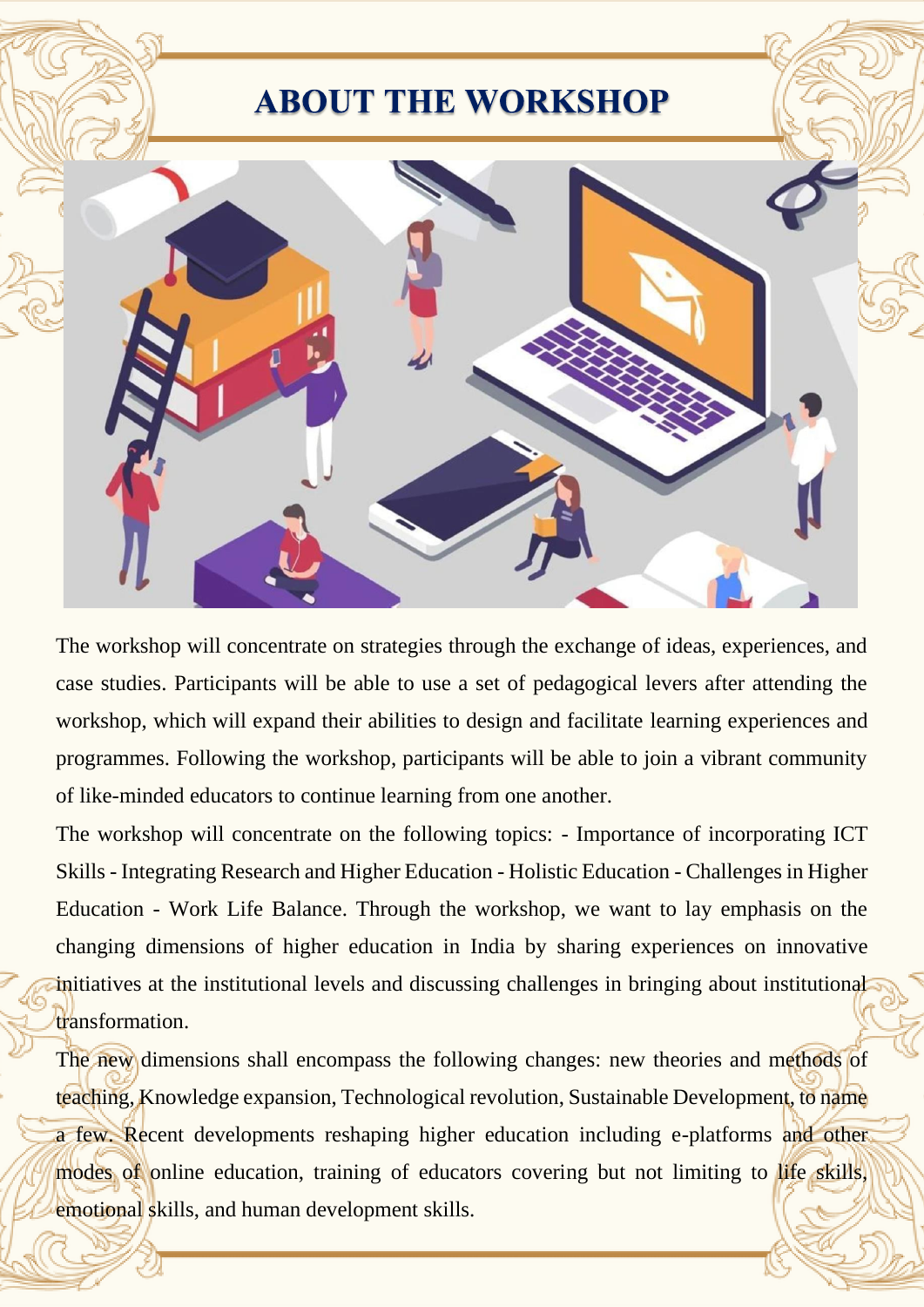# ABOUT THE WORKSHOP

The workshop will concentrate on strategies through the exchange of ideas, experiences, and case studies. Participants will be able to use a set of pedagogical levers after attending the workshop, which will expand their abilities to design and facilitate learning experiences and programmes. Following the workshop, participants will be able to join a vibrant community of like-minded educators to continue learning from one another.

The workshop will concentrate on the following topics: - Importance of incorporating ICT Skills - Integrating Research and Higher Education - Holistic Education - Challenges in Higher Education - Work Life Balance. Through the workshop, we want to lay emphasis on the changing dimensions of higher education in India by sharing experiences on innovative initiatives at the institutional levels and discussing challenges in bringing about institutional transformation.

The new dimensions shall encompass the following changes: new theories and methods of teaching, Knowledge expansion, Technological revolution, Sustainable Development, to name a few. Recent developments reshaping higher education including e-platforms and other modes of online education, training of educators covering but not limiting to life skills, emotional skills, and human development skills.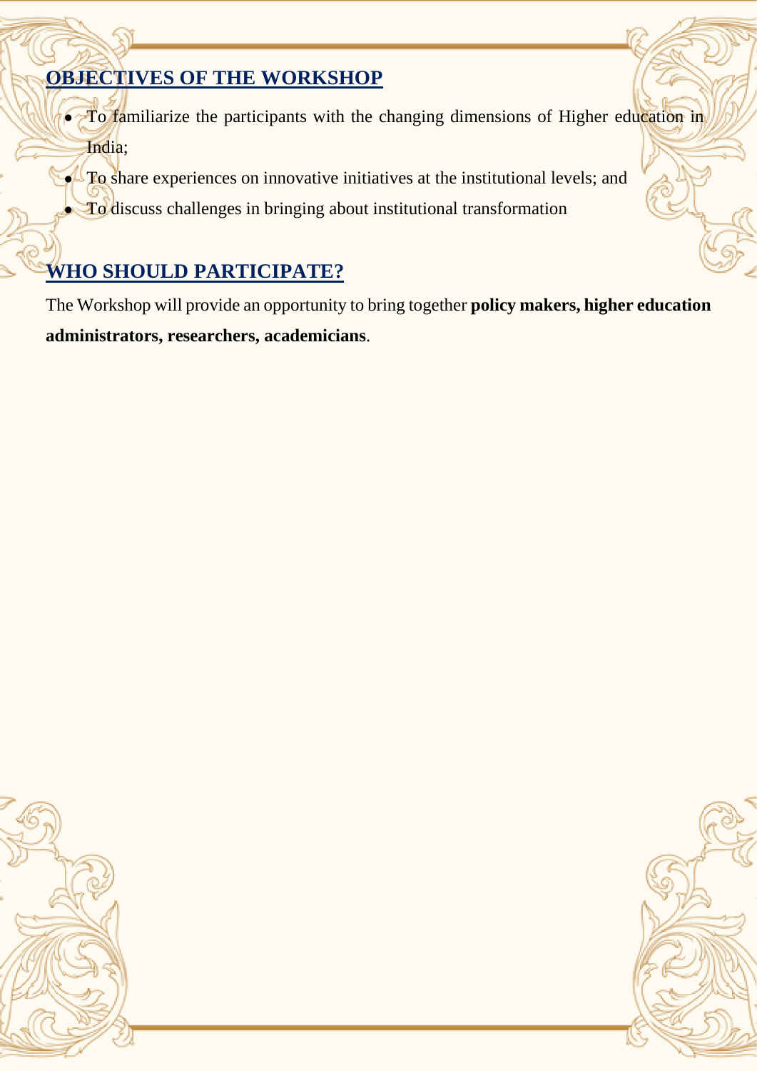## OBJECTIVES OF THE WORKSHOP

- To familiarize the participants with the changing dimensions of Higher education in India;
- To share experiences on innovative initiatives at the institutional levels; and
- To discuss challenges in bringing about institutional transformation

## WHO SHOULD PARTICIPATE?

The Workshop will provide an opportunity to bring together **policy makers, higher education administrators, researchers, academicians**.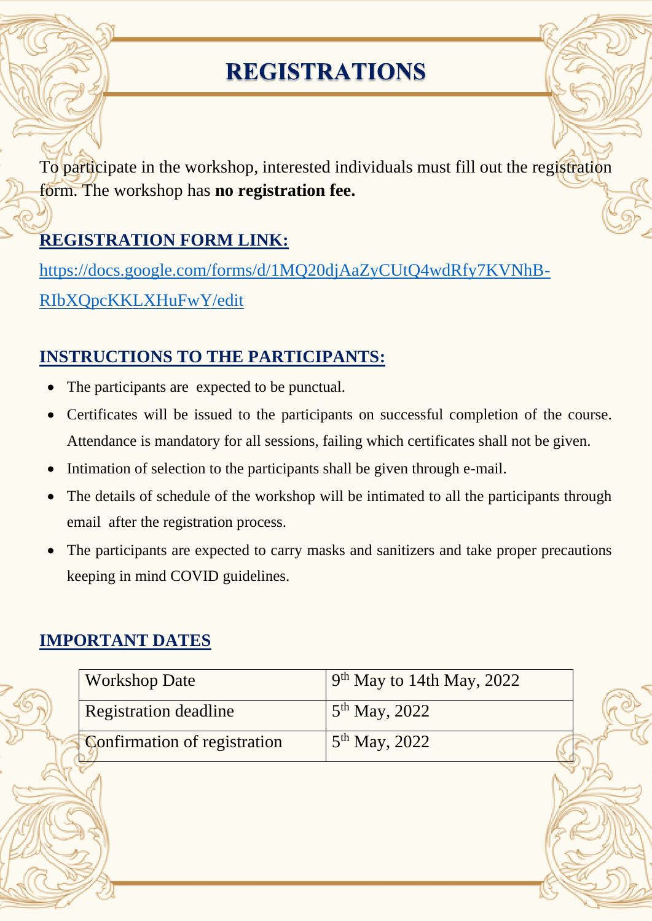# REGISTRATIONS

To participate in the workshop, interested individuals must fill out the registration form. The workshop has **no registration fee.**

## REGISTRATION FORM LINK:

https://docs.google.com/forms/d/1MQ20djAaZyCUtQ4wdRfy7KVNhB-RIbXQpcKKLXHuFwY/edit

## INSTRUCTIONS TO THE PARTICIPANTS:

- The participants are expected to be punctual.
- Certificates will be issued to the participants on successful completion of the course. Attendance is mandatory for all sessions, failing which certificates shall not be given.
- Intimation of selection to the participants shall be given through e-mail.
- The details of schedule of the workshop will be intimated to all the participants through email after the registration process.
- The participants are expected to carry masks and sanitizers and take proper precautions keeping in mind COVID guidelines.

## IMPORTANT DATES

| Workshop Date | 9th May to 14th May, 2022 |
|---|---|
| Registration deadline | 5th May, 2022 |
| Confirmation of registration | 5th May, 2022 |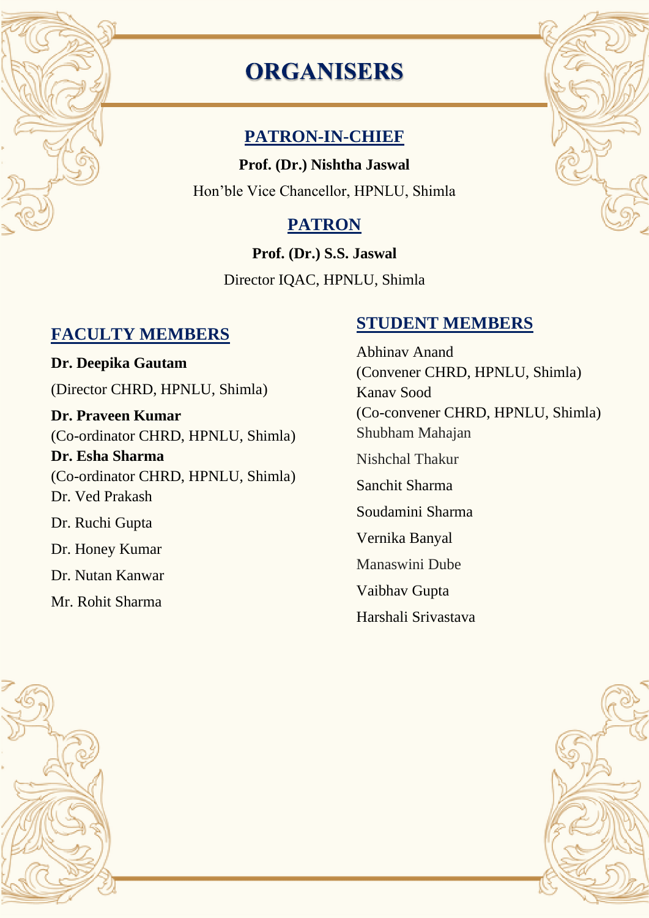# ORGANISERS

## PATRON-IN-CHIEF

**Prof. (Dr.) Nishtha Jaswal**

Hon'ble Vice Chancellor, HPNLU, Shimla

## PATRON

**Prof. (Dr.) S.S. Jaswal**

Director IQAC, HPNLU, Shimla

## FACULTY MEMBERS

**Dr. Deepika Gautam**

(Director CHRD, HPNLU, Shimla)

**Dr. Praveen Kumar**
(Co-ordinator CHRD, HPNLU, Shimla)

**Dr. Esha Sharma**
(Co-ordinator CHRD, HPNLU, Shimla)

Dr. Ved Prakash

Dr. Ruchi Gupta

Dr. Honey Kumar

Dr. Nutan Kanwar

Mr. Rohit Sharma

## STUDENT MEMBERS

Abhinav Anand
(Convener CHRD, HPNLU, Shimla)

Kanav Sood
(Co-convener CHRD, HPNLU, Shimla)

Shubham Mahajan

Nishchal Thakur

Sanchit Sharma

Soudamini Sharma

Vernika Banyal

Manaswini Dube

Vaibhav Gupta

Harshali Srivastava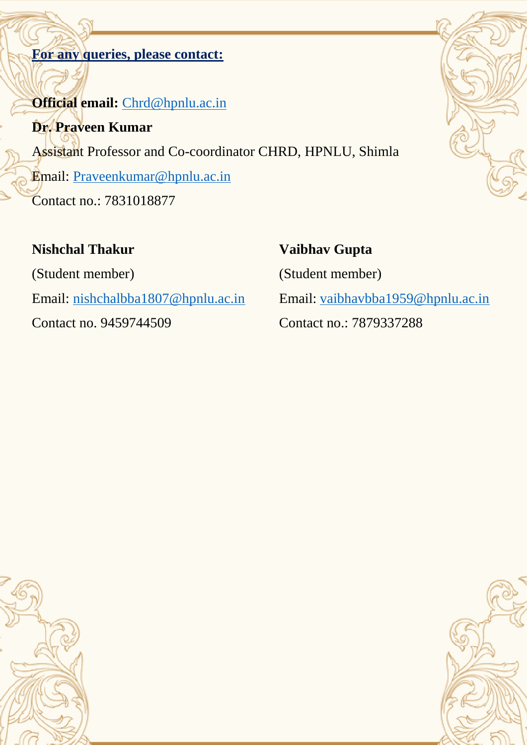**For any queries, please contact:**

**Official email:** Chrd@hpnlu.ac.in

**Dr. Praveen Kumar**

Assistant Professor and Co-coordinator CHRD, HPNLU, Shimla

Email: Praveenkumar@hpnlu.ac.in

Contact no.: 7831018877

**Nishchal Thakur**

(Student member)

Email: nishchalbba1807@hpnlu.ac.in

Contact no. 9459744509

**Vaibhav Gupta**

(Student member)

Email: vaibhavbba1959@hpnlu.ac.in

Contact no.: 7879337288